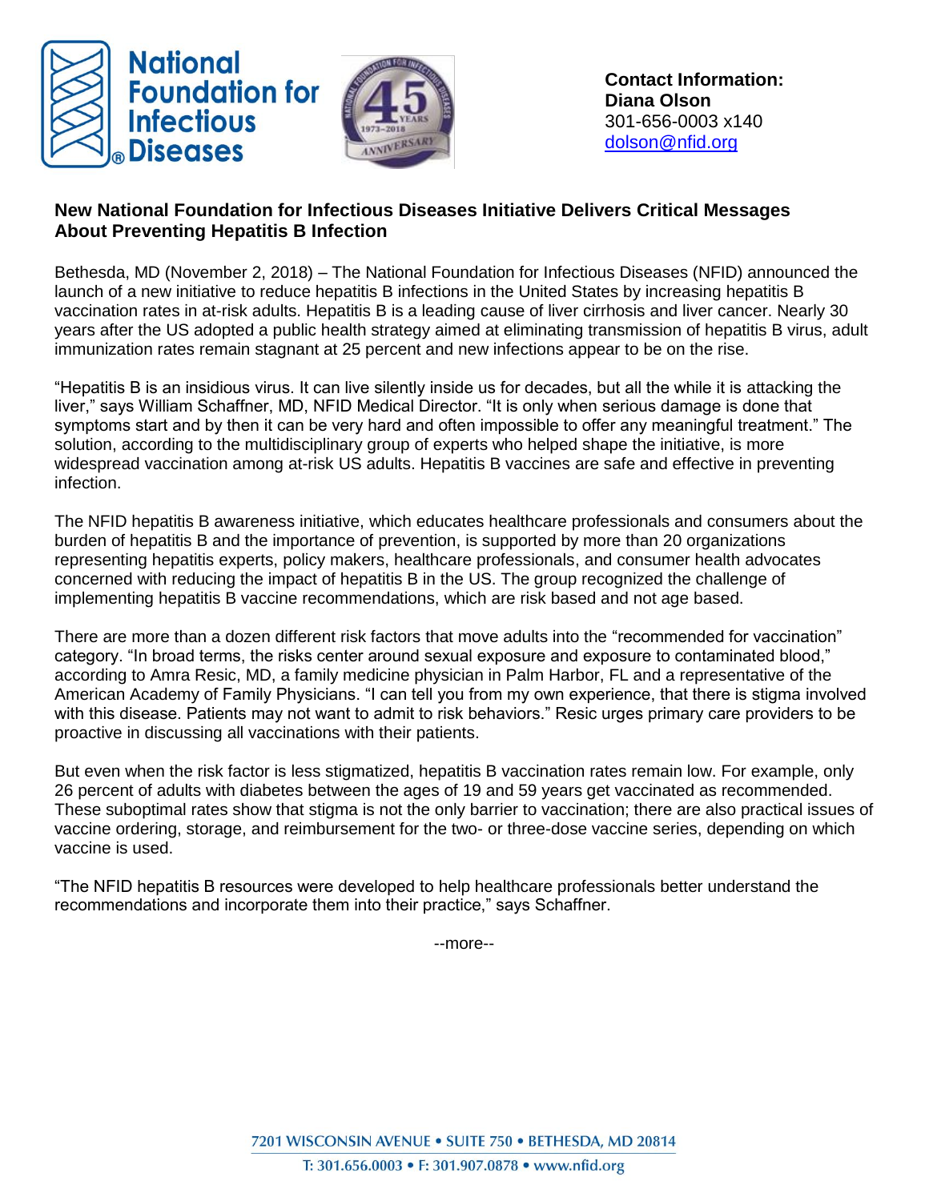**National Foundation for Infectious Diseases**

**Contact Information:**
**Diana Olson**
301-656-0003 x140
dolson@nfid.org

## New National Foundation for Infectious Diseases Initiative Delivers Critical Messages About Preventing Hepatitis B Infection

Bethesda, MD (November 2, 2018) – The National Foundation for Infectious Diseases (NFID) announced the launch of a new initiative to reduce hepatitis B infections in the United States by increasing hepatitis B vaccination rates in at-risk adults. Hepatitis B is a leading cause of liver cirrhosis and liver cancer. Nearly 30 years after the US adopted a public health strategy aimed at eliminating transmission of hepatitis B virus, adult immunization rates remain stagnant at 25 percent and new infections appear to be on the rise.

"Hepatitis B is an insidious virus. It can live silently inside us for decades, but all the while it is attacking the liver," says William Schaffner, MD, NFID Medical Director. "It is only when serious damage is done that symptoms start and by then it can be very hard and often impossible to offer any meaningful treatment." The solution, according to the multidisciplinary group of experts who helped shape the initiative, is more widespread vaccination among at-risk US adults. Hepatitis B vaccines are safe and effective in preventing infection.

The NFID hepatitis B awareness initiative, which educates healthcare professionals and consumers about the burden of hepatitis B and the importance of prevention, is supported by more than 20 organizations representing hepatitis experts, policy makers, healthcare professionals, and consumer health advocates concerned with reducing the impact of hepatitis B in the US. The group recognized the challenge of implementing hepatitis B vaccine recommendations, which are risk based and not age based.

There are more than a dozen different risk factors that move adults into the "recommended for vaccination" category. "In broad terms, the risks center around sexual exposure and exposure to contaminated blood," according to Amra Resic, MD, a family medicine physician in Palm Harbor, FL and a representative of the American Academy of Family Physicians. "I can tell you from my own experience, that there is stigma involved with this disease. Patients may not want to admit to risk behaviors." Resic urges primary care providers to be proactive in discussing all vaccinations with their patients.

But even when the risk factor is less stigmatized, hepatitis B vaccination rates remain low. For example, only 26 percent of adults with diabetes between the ages of 19 and 59 years get vaccinated as recommended. These suboptimal rates show that stigma is not the only barrier to vaccination; there are also practical issues of vaccine ordering, storage, and reimbursement for the two- or three-dose vaccine series, depending on which vaccine is used.

"The NFID hepatitis B resources were developed to help healthcare professionals better understand the recommendations and incorporate them into their practice," says Schaffner.

--more--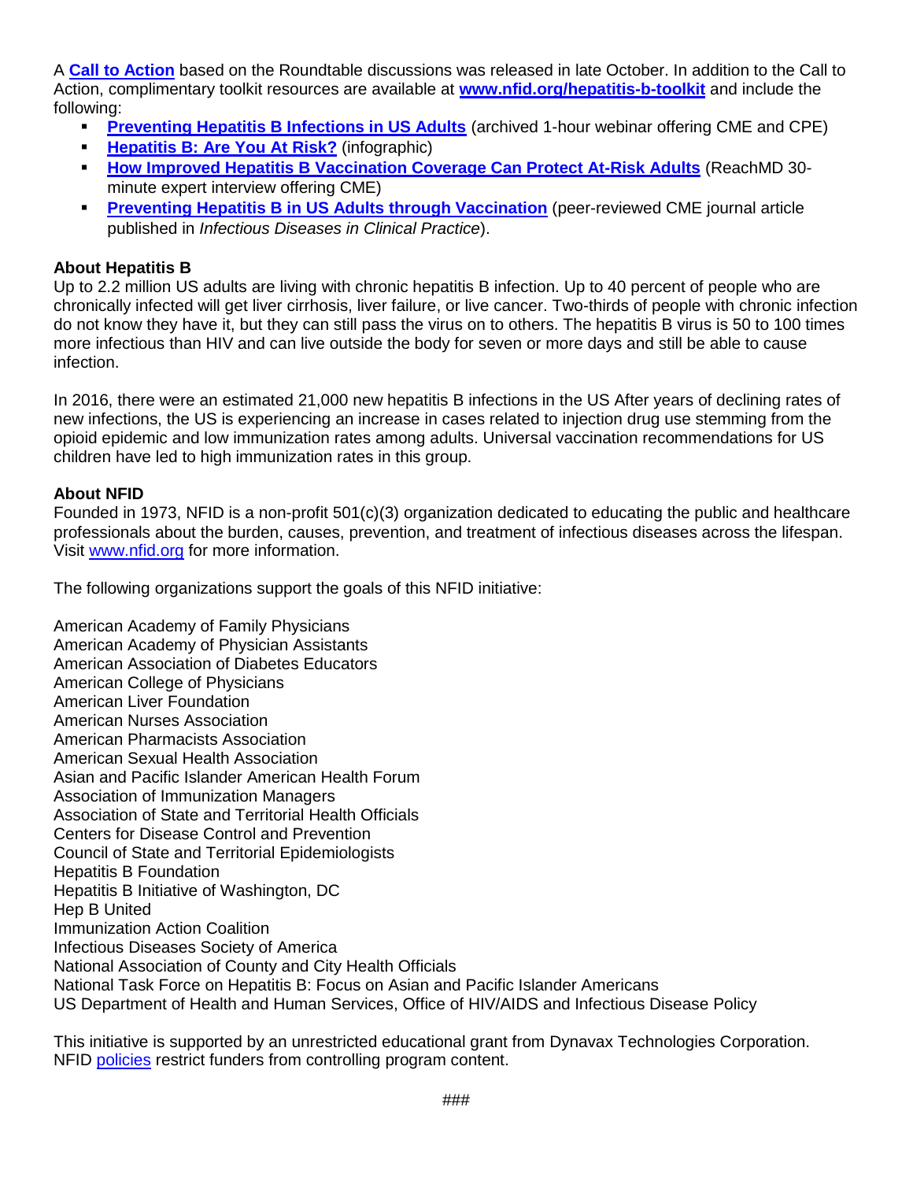A **Call to Action** based on the Roundtable discussions was released in late October. In addition to the Call to Action, complimentary toolkit resources are available at **www.nfid.org/hepatitis-b-toolkit** and include the following:

- **Preventing Hepatitis B Infections in US Adults** (archived 1-hour webinar offering CME and CPE)
- **Hepatitis B: Are You At Risk?** (infographic)
- **How Improved Hepatitis B Vaccination Coverage Can Protect At-Risk Adults** (ReachMD 30-minute expert interview offering CME)
- **Preventing Hepatitis B in US Adults through Vaccination** (peer-reviewed CME journal article published in *Infectious Diseases in Clinical Practice*).

**About Hepatitis B**

Up to 2.2 million US adults are living with chronic hepatitis B infection. Up to 40 percent of people who are chronically infected will get liver cirrhosis, liver failure, or live cancer. Two-thirds of people with chronic infection do not know they have it, but they can still pass the virus on to others. The hepatitis B virus is 50 to 100 times more infectious than HIV and can live outside the body for seven or more days and still be able to cause infection.

In 2016, there were an estimated 21,000 new hepatitis B infections in the US After years of declining rates of new infections, the US is experiencing an increase in cases related to injection drug use stemming from the opioid epidemic and low immunization rates among adults. Universal vaccination recommendations for US children have led to high immunization rates in this group.

**About NFID**

Founded in 1973, NFID is a non-profit 501(c)(3) organization dedicated to educating the public and healthcare professionals about the burden, causes, prevention, and treatment of infectious diseases across the lifespan. Visit www.nfid.org for more information.

The following organizations support the goals of this NFID initiative:

American Academy of Family Physicians
American Academy of Physician Assistants
American Association of Diabetes Educators
American College of Physicians
American Liver Foundation
American Nurses Association
American Pharmacists Association
American Sexual Health Association
Asian and Pacific Islander American Health Forum
Association of Immunization Managers
Association of State and Territorial Health Officials
Centers for Disease Control and Prevention
Council of State and Territorial Epidemiologists
Hepatitis B Foundation
Hepatitis B Initiative of Washington, DC
Hep B United
Immunization Action Coalition
Infectious Diseases Society of America
National Association of County and City Health Officials
National Task Force on Hepatitis B: Focus on Asian and Pacific Islander Americans
US Department of Health and Human Services, Office of HIV/AIDS and Infectious Disease Policy

This initiative is supported by an unrestricted educational grant from Dynavax Technologies Corporation. NFID policies restrict funders from controlling program content.

###